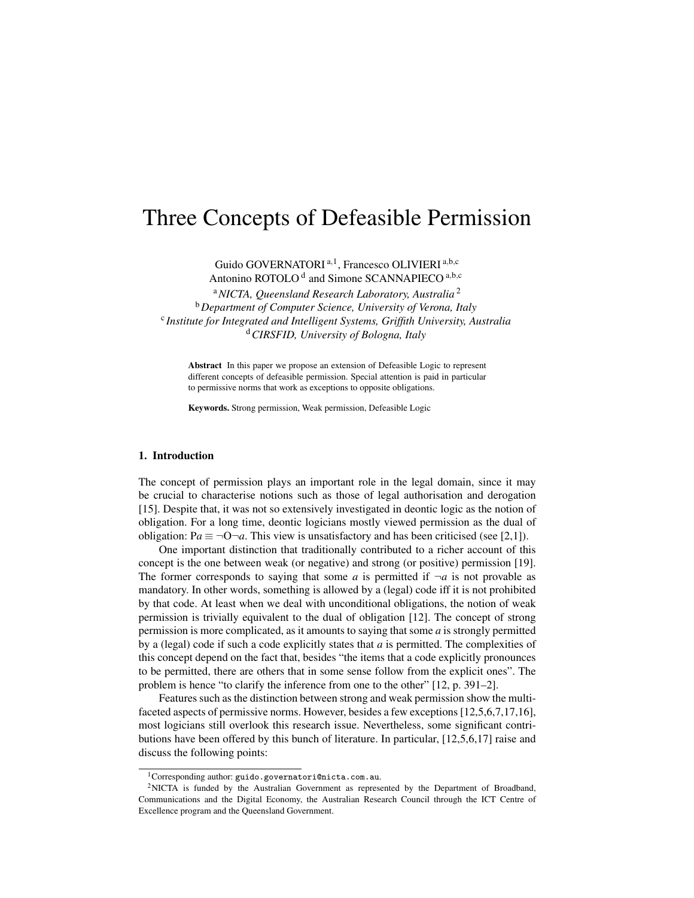# Three Concepts of Defeasible Permission

Guido GOVERNATORI [a,1], Francesco OLIVIERI [a,b,c]
Antonino ROTOLO [d] and Simone SCANNAPIECO [a,b,c]

[a] *NICTA, Queensland Research Laboratory, Australia* [2]
[b] *Department of Computer Science, University of Verona, Italy*
[c] *Institute for Integrated and Intelligent Systems, Griffith University, Australia*
[d] *CIRSFID, University of Bologna, Italy*

**Abstract** In this paper we propose an extension of Defeasible Logic to represent different concepts of defeasible permission. Special attention is paid in particular to permissive norms that work as exceptions to opposite obligations.

**Keywords.** Strong permission, Weak permission, Defeasible Logic

## 1. Introduction

The concept of permission plays an important role in the legal domain, since it may be crucial to characterise notions such as those of legal authorisation and derogation [15]. Despite that, it was not so extensively investigated in deontic logic as the notion of obligation. For a long time, deontic logicians mostly viewed permission as the dual of obligation: $\mathrm{P}a \equiv \neg\mathrm{O}\neg a$. This view is unsatisfactory and has been criticised (see [2,1]).

One important distinction that traditionally contributed to a richer account of this concept is the one between weak (or negative) and strong (or positive) permission [19]. The former corresponds to saying that some $a$ is permitted if $\neg a$ is not provable as mandatory. In other words, something is allowed by a (legal) code iff it is not prohibited by that code. At least when we deal with unconditional obligations, the notion of weak permission is trivially equivalent to the dual of obligation [12]. The concept of strong permission is more complicated, as it amounts to saying that some $a$ is strongly permitted by a (legal) code if such a code explicitly states that $a$ is permitted. The complexities of this concept depend on the fact that, besides "the items that a code explicitly pronounces to be permitted, there are others that in some sense follow from the explicit ones". The problem is hence "to clarify the inference from one to the other" [12, p. 391–2].

Features such as the distinction between strong and weak permission show the multi-faceted aspects of permissive norms. However, besides a few exceptions [12,5,6,7,17,16], most logicians still overlook this research issue. Nevertheless, some significant contributions have been offered by this bunch of literature. In particular, [12,5,6,17] raise and discuss the following points:

---

[1] Corresponding author: guido.governatori@nicta.com.au.

[2] NICTA is funded by the Australian Government as represented by the Department of Broadband, Communications and the Digital Economy, the Australian Research Council through the ICT Centre of Excellence program and the Queensland Government.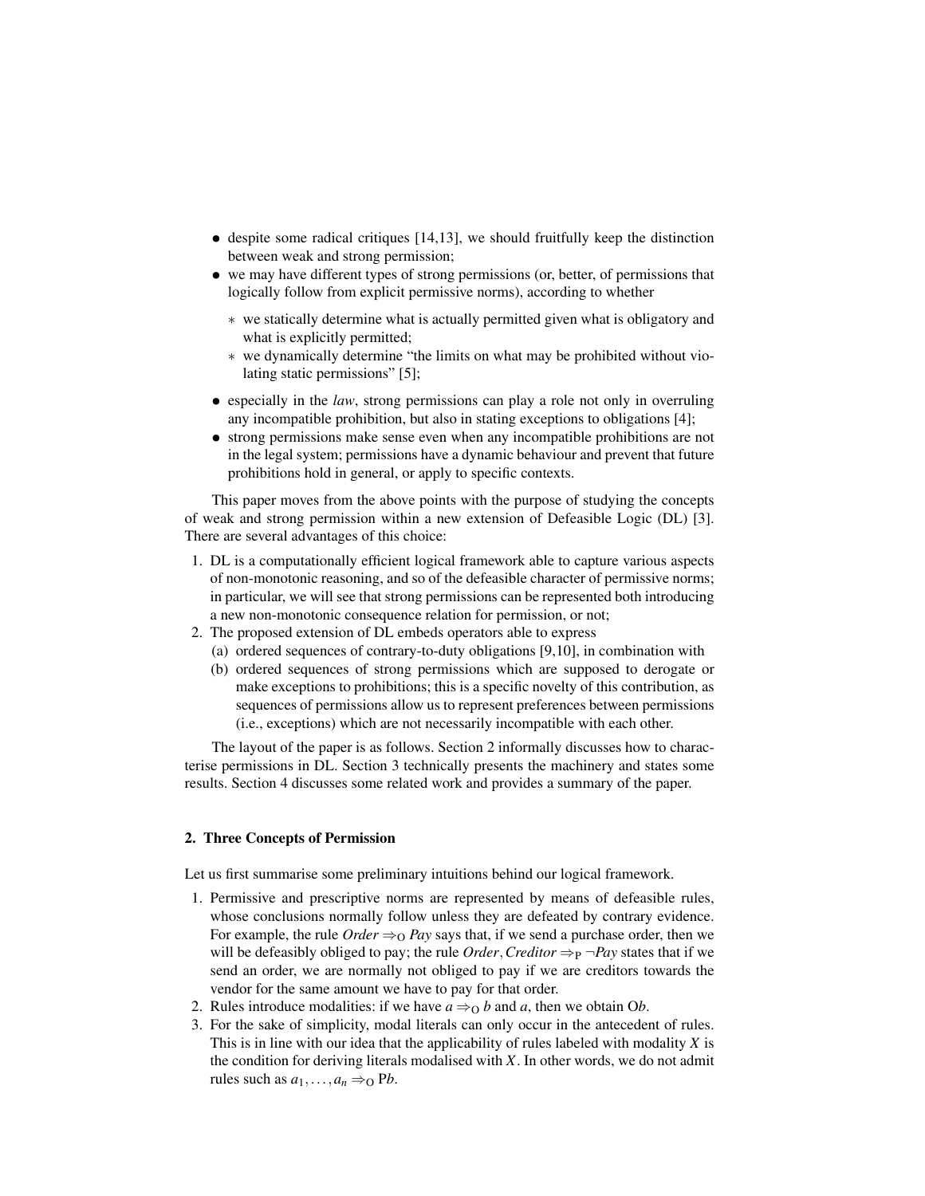- despite some radical critiques [14,13], we should fruitfully keep the distinction between weak and strong permission;
- we may have different types of strong permissions (or, better, of permissions that logically follow from explicit permissive norms), according to whether
  - we statically determine what is actually permitted given what is obligatory and what is explicitly permitted;
  - we dynamically determine "the limits on what may be prohibited without violating static permissions" [5];
- especially in the *law*, strong permissions can play a role not only in overruling any incompatible prohibition, but also in stating exceptions to obligations [4];
- strong permissions make sense even when any incompatible prohibitions are not in the legal system; permissions have a dynamic behaviour and prevent that future prohibitions hold in general, or apply to specific contexts.

This paper moves from the above points with the purpose of studying the concepts of weak and strong permission within a new extension of Defeasible Logic (DL) [3]. There are several advantages of this choice:

1. DL is a computationally efficient logical framework able to capture various aspects of non-monotonic reasoning, and so of the defeasible character of permissive norms; in particular, we will see that strong permissions can be represented both introducing a new non-monotonic consequence relation for permission, or not;
2. The proposed extension of DL embeds operators able to express
   (a) ordered sequences of contrary-to-duty obligations [9,10], in combination with
   (b) ordered sequences of strong permissions which are supposed to derogate or make exceptions to prohibitions; this is a specific novelty of this contribution, as sequences of permissions allow us to represent preferences between permissions (i.e., exceptions) which are not necessarily incompatible with each other.

The layout of the paper is as follows. Section 2 informally discusses how to characterise permissions in DL. Section 3 technically presents the machinery and states some results. Section 4 discusses some related work and provides a summary of the paper.

## 2. Three Concepts of Permission

Let us first summarise some preliminary intuitions behind our logical framework.

1. Permissive and prescriptive norms are represented by means of defeasible rules, whose conclusions normally follow unless they are defeated by contrary evidence. For example, the rule $Order \Rightarrow_{\mathrm{O}} Pay$ says that, if we send a purchase order, then we will be defeasibly obliged to pay; the rule $Order, Creditor \Rightarrow_{\mathrm{P}} \neg Pay$ states that if we send an order, we are normally not obliged to pay if we are creditors towards the vendor for the same amount we have to pay for that order.
2. Rules introduce modalities: if we have $a \Rightarrow_{\mathrm{O}} b$ and $a$, then we obtain $\mathrm{O}b$.
3. For the sake of simplicity, modal literals can only occur in the antecedent of rules. This is in line with our idea that the applicability of rules labeled with modality $X$ is the condition for deriving literals modalised with $X$. In other words, we do not admit rules such as $a_1, \ldots, a_n \Rightarrow_{\mathrm{O}} \mathrm{P}b$.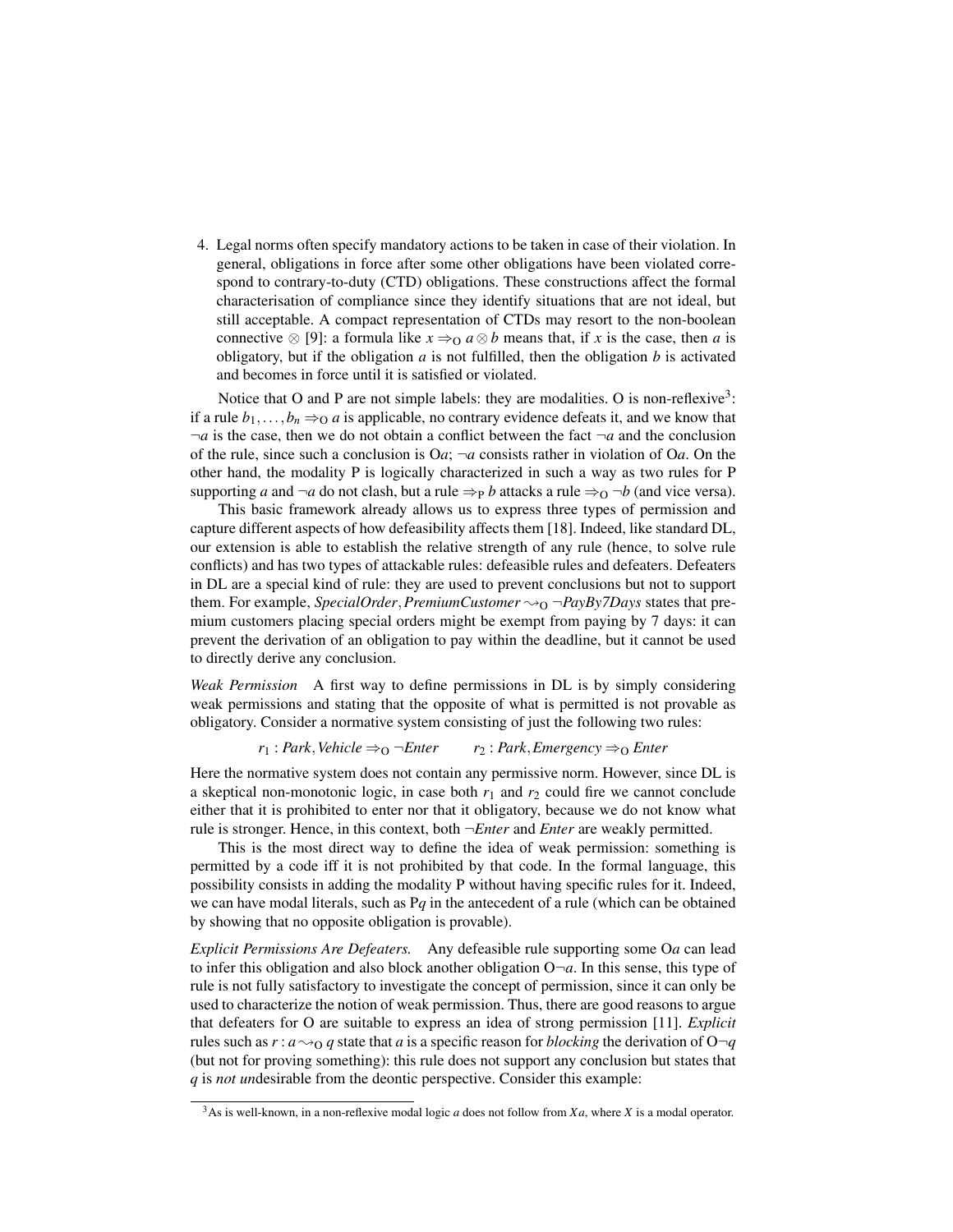4. Legal norms often specify mandatory actions to be taken in case of their violation. In general, obligations in force after some other obligations have been violated correspond to contrary-to-duty (CTD) obligations. These constructions affect the formal characterisation of compliance since they identify situations that are not ideal, but still acceptable. A compact representation of CTDs may resort to the non-boolean connective $\otimes$ [9]: a formula like $x \Rightarrow_{\mathrm{O}} a \otimes b$ means that, if $x$ is the case, then $a$ is obligatory, but if the obligation $a$ is not fulfilled, then the obligation $b$ is activated and becomes in force until it is satisfied or violated.

Notice that O and P are not simple labels: they are modalities. O is non-reflexive[3]: if a rule $b_1, \ldots, b_n \Rightarrow_{\mathrm{O}} a$ is applicable, no contrary evidence defeats it, and we know that $\neg a$ is the case, then we do not obtain a conflict between the fact $\neg a$ and the conclusion of the rule, since such a conclusion is $\mathrm{O}a$; $\neg a$ consists rather in violation of $\mathrm{O}a$. On the other hand, the modality P is logically characterized in such a way as two rules for P supporting $a$ and $\neg a$ do not clash, but a rule $\Rightarrow_{\mathrm{P}} b$ attacks a rule $\Rightarrow_{\mathrm{O}} \neg b$ (and vice versa).

This basic framework already allows us to express three types of permission and capture different aspects of how defeasibility affects them [18]. Indeed, like standard DL, our extension is able to establish the relative strength of any rule (hence, to solve rule conflicts) and has two types of attackable rules: defeasible rules and defeaters. Defeaters in DL are a special kind of rule: they are used to prevent conclusions but not to support them. For example, $\mathit{SpecialOrder}, \mathit{PremiumCustomer} \leadsto_{\mathrm{O}} \neg \mathit{PayBy7Days}$ states that premium customers placing special orders might be exempt from paying by 7 days: it can prevent the derivation of an obligation to pay within the deadline, but it cannot be used to directly derive any conclusion.

*Weak Permission* A first way to define permissions in DL is by simply considering weak permissions and stating that the opposite of what is permitted is not provable as obligatory. Consider a normative system consisting of just the following two rules:

$$r_1 : \mathit{Park}, \mathit{Vehicle} \Rightarrow_{\mathrm{O}} \neg \mathit{Enter} \qquad r_2 : \mathit{Park}, \mathit{Emergency} \Rightarrow_{\mathrm{O}} \mathit{Enter}$$

Here the normative system does not contain any permissive norm. However, since DL is a skeptical non-monotonic logic, in case both $r_1$ and $r_2$ could fire we cannot conclude either that it is prohibited to enter nor that it obligatory, because we do not know what rule is stronger. Hence, in this context, both $\neg \mathit{Enter}$ and $\mathit{Enter}$ are weakly permitted.

This is the most direct way to define the idea of weak permission: something is permitted by a code iff it is not prohibited by that code. In the formal language, this possibility consists in adding the modality P without having specific rules for it. Indeed, we can have modal literals, such as $\mathrm{P}q$ in the antecedent of a rule (which can be obtained by showing that no opposite obligation is provable).

*Explicit Permissions Are Defeaters.* Any defeasible rule supporting some $\mathrm{O}a$ can lead to infer this obligation and also block another obligation $\mathrm{O}\neg a$. In this sense, this type of rule is not fully satisfactory to investigate the concept of permission, since it can only be used to characterize the notion of weak permission. Thus, there are good reasons to argue that defeaters for O are suitable to express an idea of strong permission [11]. *Explicit* rules such as $r : a \leadsto_{\mathrm{O}} q$ state that $a$ is a specific reason for *blocking* the derivation of $\mathrm{O}\neg q$ (but not for proving something): this rule does not support any conclusion but states that $q$ is *not un*desirable from the deontic perspective. Consider this example:

[3] As is well-known, in a non-reflexive modal logic $a$ does not follow from $Xa$, where $X$ is a modal operator.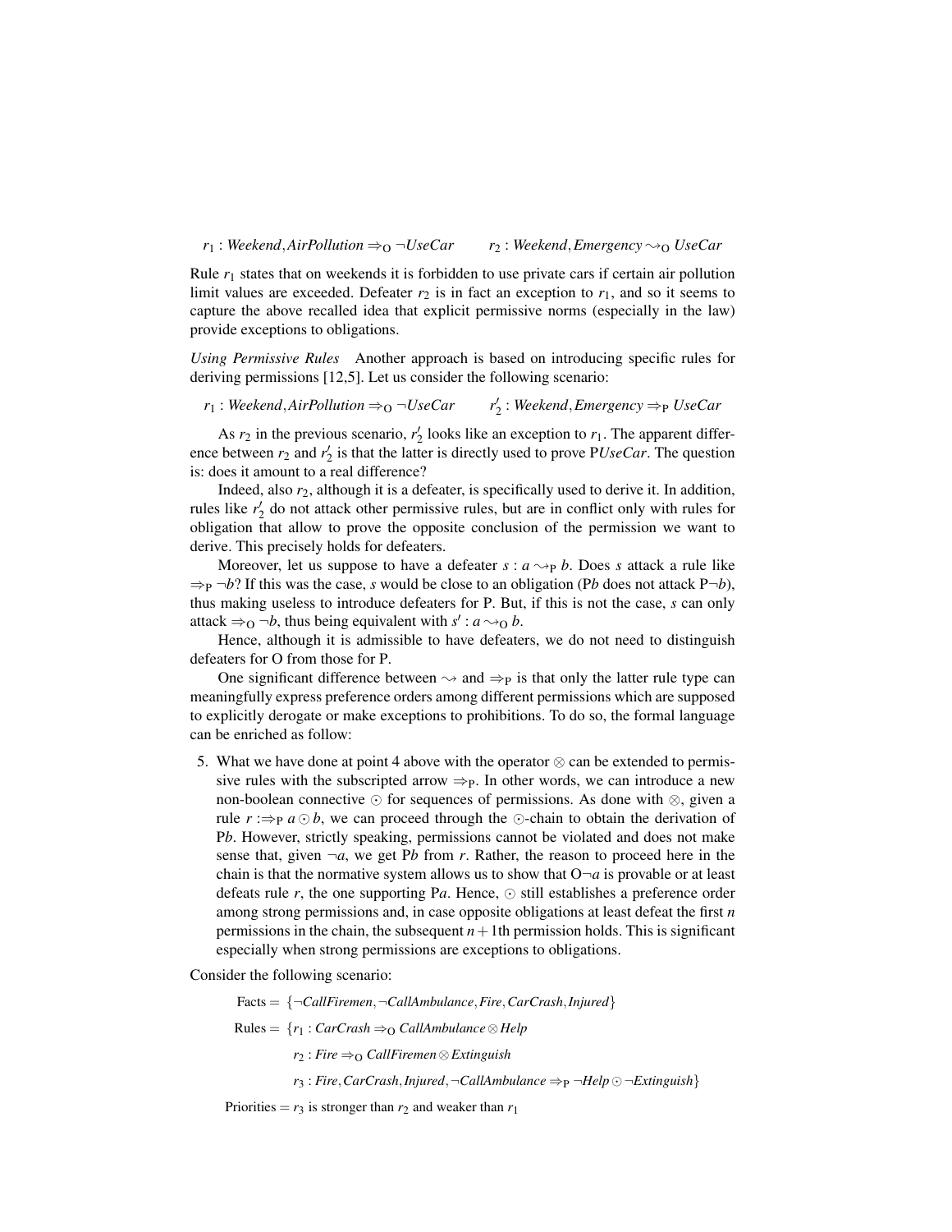$r_1 : \mathit{Weekend}, \mathit{AirPollution} \Rightarrow_{\mathrm{O}} \neg \mathit{UseCar} \qquad r_2 : \mathit{Weekend}, \mathit{Emergency} \rightsquigarrow_{\mathrm{O}} \mathit{UseCar}$

Rule $r_1$ states that on weekends it is forbidden to use private cars if certain air pollution limit values are exceeded. Defeater $r_2$ is in fact an exception to $r_1$, and so it seems to capture the above recalled idea that explicit permissive norms (especially in the law) provide exceptions to obligations.

*Using Permissive Rules* Another approach is based on introducing specific rules for deriving permissions [12,5]. Let us consider the following scenario:

$r_1 : \mathit{Weekend}, \mathit{AirPollution} \Rightarrow_{\mathrm{O}} \neg \mathit{UseCar} \qquad r'_2 : \mathit{Weekend}, \mathit{Emergency} \Rightarrow_{\mathrm{P}} \mathit{UseCar}$

As $r_2$ in the previous scenario, $r'_2$ looks like an exception to $r_1$. The apparent difference between $r_2$ and $r'_2$ is that the latter is directly used to prove $\mathrm{P}\mathit{UseCar}$. The question is: does it amount to a real difference?

Indeed, also $r_2$, although it is a defeater, is specifically used to derive it. In addition, rules like $r'_2$ do not attack other permissive rules, but are in conflict only with rules for obligation that allow to prove the opposite conclusion of the permission we want to derive. This precisely holds for defeaters.

Moreover, let us suppose to have a defeater $s : a \rightsquigarrow_{\mathrm{P}} b$. Does $s$ attack a rule like $\Rightarrow_{\mathrm{P}} \neg b$? If this was the case, $s$ would be close to an obligation ($\mathrm{P}b$ does not attack $\mathrm{P}\neg b$), thus making useless to introduce defeaters for P. But, if this is not the case, $s$ can only attack $\Rightarrow_{\mathrm{O}} \neg b$, thus being equivalent with $s' : a \rightsquigarrow_{\mathrm{O}} b$.

Hence, although it is admissible to have defeaters, we do not need to distinguish defeaters for O from those for P.

One significant difference between $\rightsquigarrow$ and $\Rightarrow_{\mathrm{P}}$ is that only the latter rule type can meaningfully express preference orders among different permissions which are supposed to explicitly derogate or make exceptions to prohibitions. To do so, the formal language can be enriched as follow:

5. What we have done at point 4 above with the operator $\otimes$ can be extended to permissive rules with the subscripted arrow $\Rightarrow_{\mathrm{P}}$. In other words, we can introduce a new non-boolean connective $\odot$ for sequences of permissions. As done with $\otimes$, given a rule $r : \Rightarrow_{\mathrm{P}} a \odot b$, we can proceed through the $\odot$-chain to obtain the derivation of $\mathrm{P}b$. However, strictly speaking, permissions cannot be violated and does not make sense that, given $\neg a$, we get $\mathrm{P}b$ from $r$. Rather, the reason to proceed here in the chain is that the normative system allows us to show that $\mathrm{O}\neg a$ is provable or at least defeats rule $r$, the one supporting $\mathrm{P}a$. Hence, $\odot$ still establishes a preference order among strong permissions and, in case opposite obligations at least defeat the first $n$ permissions in the chain, the subsequent $n+1$th permission holds. This is significant especially when strong permissions are exceptions to obligations.

Consider the following scenario:

Facts $= \{\neg \mathit{CallFiremen}, \neg \mathit{CallAmbulance}, \mathit{Fire}, \mathit{CarCrash}, \mathit{Injured}\}$

Rules $= \{r_1 : \mathit{CarCrash} \Rightarrow_{\mathrm{O}} \mathit{CallAmbulance} \otimes \mathit{Help}$

$r_2 : \mathit{Fire} \Rightarrow_{\mathrm{O}} \mathit{CallFiremen} \otimes \mathit{Extinguish}$

$r_3 : \mathit{Fire}, \mathit{CarCrash}, \mathit{Injured}, \neg \mathit{CallAmbulance} \Rightarrow_{\mathrm{P}} \neg \mathit{Help} \odot \neg \mathit{Extinguish}\}$

Priorities $=$ $r_3$ is stronger than $r_2$ and weaker than $r_1$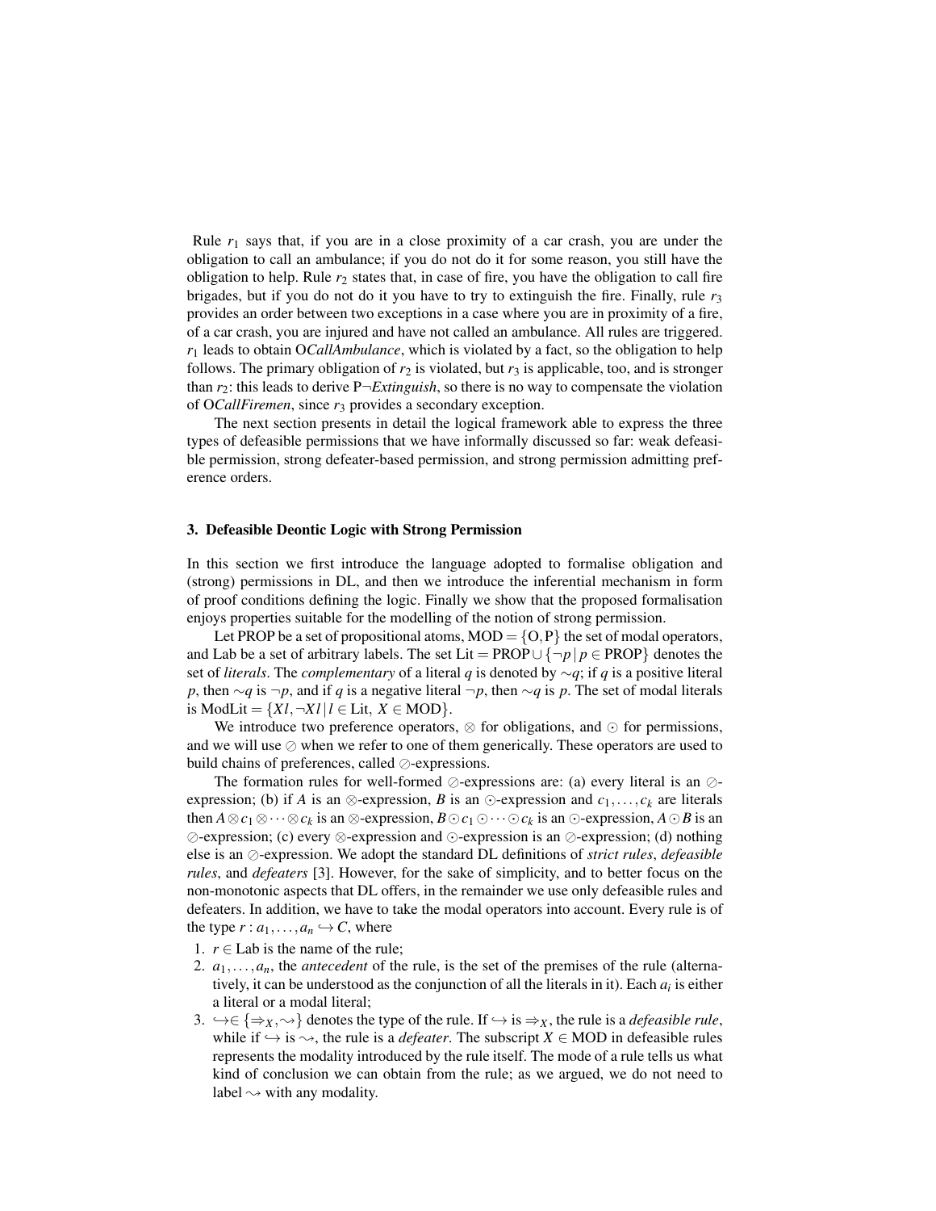Rule $r_1$ says that, if you are in a close proximity of a car crash, you are under the obligation to call an ambulance; if you do not do it for some reason, you still have the obligation to help. Rule $r_2$ states that, in case of fire, you have the obligation to call fire brigades, but if you do not do it you have to try to extinguish the fire. Finally, rule $r_3$ provides an order between two exceptions in a case where you are in proximity of a fire, of a car crash, you are injured and have not called an ambulance. All rules are triggered. $r_1$ leads to obtain O*CallAmbulance*, which is violated by a fact, so the obligation to help follows. The primary obligation of $r_2$ is violated, but $r_3$ is applicable, too, and is stronger than $r_2$: this leads to derive P¬*Extinguish*, so there is no way to compensate the violation of O*CallFiremen*, since $r_3$ provides a secondary exception.

The next section presents in detail the logical framework able to express the three types of defeasible permissions that we have informally discussed so far: weak defeasible permission, strong defeater-based permission, and strong permission admitting preference orders.

## 3. Defeasible Deontic Logic with Strong Permission

In this section we first introduce the language adopted to formalise obligation and (strong) permissions in DL, and then we introduce the inferential mechanism in form of proof conditions defining the logic. Finally we show that the proposed formalisation enjoys properties suitable for the modelling of the notion of strong permission.

Let PROP be a set of propositional atoms, $\text{MOD} = \{\text{O}, \text{P}\}$ the set of modal operators, and Lab be a set of arbitrary labels. The set $\text{Lit} = \text{PROP} \cup \{\neg p \,|\, p \in \text{PROP}\}$ denotes the set of *literals*. The *complementary* of a literal $q$ is denoted by $\sim q$; if $q$ is a positive literal $p$, then $\sim q$ is $\neg p$, and if $q$ is a negative literal $\neg p$, then $\sim q$ is $p$. The set of modal literals is $\text{ModLit} = \{Xl, \neg Xl \,|\, l \in \text{Lit},\ X \in \text{MOD}\}$.

We introduce two preference operators, $\otimes$ for obligations, and $\odot$ for permissions, and we will use $\oslash$ when we refer to one of them generically. These operators are used to build chains of preferences, called $\oslash$-expressions.

The formation rules for well-formed $\oslash$-expressions are: (a) every literal is an $\oslash$-expression; (b) if $A$ is an $\otimes$-expression, $B$ is an $\odot$-expression and $c_1, \ldots, c_k$ are literals then $A \otimes c_1 \otimes \cdots \otimes c_k$ is an $\otimes$-expression, $B \odot c_1 \odot \cdots \odot c_k$ is an $\odot$-expression, $A \odot B$ is an $\oslash$-expression; (c) every $\otimes$-expression and $\odot$-expression is an $\oslash$-expression; (d) nothing else is an $\oslash$-expression. We adopt the standard DL definitions of *strict rules*, *defeasible rules*, and *defeaters* [3]. However, for the sake of simplicity, and to better focus on the non-monotonic aspects that DL offers, in the remainder we use only defeasible rules and defeaters. In addition, we have to take the modal operators into account. Every rule is of the type $r : a_1, \ldots, a_n \hookrightarrow C$, where

1. $r \in \text{Lab}$ is the name of the rule;
2. $a_1, \ldots, a_n$, the *antecedent* of the rule, is the set of the premises of the rule (alternatively, it can be understood as the conjunction of all the literals in it). Each $a_i$ is either a literal or a modal literal;
3. $\hookrightarrow \in \{\Rightarrow_X, \rightsquigarrow\}$ denotes the type of the rule. If $\hookrightarrow$ is $\Rightarrow_X$, the rule is a *defeasible rule*, while if $\hookrightarrow$ is $\rightsquigarrow$, the rule is a *defeater*. The subscript $X \in \text{MOD}$ in defeasible rules represents the modality introduced by the rule itself. The mode of a rule tells us what kind of conclusion we can obtain from the rule; as we argued, we do not need to label $\rightsquigarrow$ with any modality.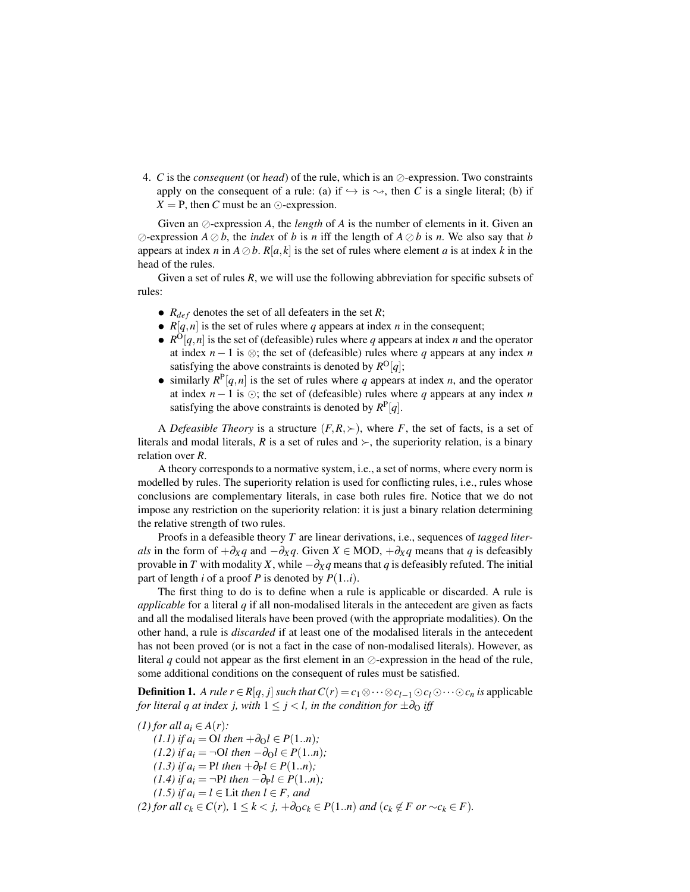4. $C$ is the *consequent* (or *head*) of the rule, which is an $\oslash$-expression. Two constraints apply on the consequent of a rule: (a) if $\hookrightarrow$ is $\leadsto$, then $C$ is a single literal; (b) if $X = \mathrm{P}$, then $C$ must be an $\odot$-expression.

Given an $\oslash$-expression $A$, the *length* of $A$ is the number of elements in it. Given an $\oslash$-expression $A \oslash b$, the *index* of $b$ is $n$ iff the length of $A \oslash b$ is $n$. We also say that $b$ appears at index $n$ in $A \oslash b$. $R[a,k]$ is the set of rules where element $a$ is at index $k$ in the head of the rules.

Given a set of rules $R$, we will use the following abbreviation for specific subsets of rules:

- $R_{def}$ denotes the set of all defeaters in the set $R$;
- $R[q,n]$ is the set of rules where $q$ appears at index $n$ in the consequent;
- $R^{\mathrm{O}}[q,n]$ is the set of (defeasible) rules where $q$ appears at index $n$ and the operator at index $n-1$ is $\otimes$; the set of (defeasible) rules where $q$ appears at any index $n$ satisfying the above constraints is denoted by $R^{\mathrm{O}}[q]$;
- similarly $R^{\mathrm{P}}[q,n]$ is the set of rules where $q$ appears at index $n$, and the operator at index $n-1$ is $\odot$; the set of (defeasible) rules where $q$ appears at any index $n$ satisfying the above constraints is denoted by $R^{\mathrm{P}}[q]$.

A *Defeasible Theory* is a structure $(F, R, \succ)$, where $F$, the set of facts, is a set of literals and modal literals, $R$ is a set of rules and $\succ$, the superiority relation, is a binary relation over $R$.

A theory corresponds to a normative system, i.e., a set of norms, where every norm is modelled by rules. The superiority relation is used for conflicting rules, i.e., rules whose conclusions are complementary literals, in case both rules fire. Notice that we do not impose any restriction on the superiority relation: it is just a binary relation determining the relative strength of two rules.

Proofs in a defeasible theory $T$ are linear derivations, i.e., sequences of *tagged literals* in the form of $+\partial_X q$ and $-\partial_X q$. Given $X \in \mathrm{MOD}$, $+\partial_X q$ means that $q$ is defeasibly provable in $T$ with modality $X$, while $-\partial_X q$ means that $q$ is defeasibly refuted. The initial part of length $i$ of a proof $P$ is denoted by $P(1..i)$.

The first thing to do is to define when a rule is applicable or discarded. A rule is *applicable* for a literal $q$ if all non-modalised literals in the antecedent are given as facts and all the modalised literals have been proved (with the appropriate modalities). On the other hand, a rule is *discarded* if at least one of the modalised literals in the antecedent has not been proved (or is not a fact in the case of non-modalised literals). However, as literal $q$ could not appear as the first element in an $\oslash$-expression in the head of the rule, some additional conditions on the consequent of rules must be satisfied.

**Definition 1.** *A rule $r \in R[q,j]$ such that $C(r) = c_1 \otimes \cdots \otimes c_{l-1} \odot c_l \odot \cdots \odot c_n$ is* applicable *for literal $q$ at index $j$, with $1 \leq j < l$, in the condition for $\pm\partial_{\mathrm{O}}$ iff*

*(1) for all $a_i \in A(r)$:*
  *(1.1) if $a_i = \mathrm{O}l$ then $+\partial_{\mathrm{O}} l \in P(1..n)$;*
  *(1.2) if $a_i = \neg\mathrm{O}l$ then $-\partial_{\mathrm{O}} l \in P(1..n)$;*
  *(1.3) if $a_i = \mathrm{P}l$ then $+\partial_{\mathrm{P}} l \in P(1..n)$;*
  *(1.4) if $a_i = \neg\mathrm{P}l$ then $-\partial_{\mathrm{P}} l \in P(1..n)$;*
  *(1.5) if $a_i = l \in \mathrm{Lit}$ then $l \in F$, and*
*(2) for all $c_k \in C(r)$, $1 \leq k < j$, $+\partial_{\mathrm{O}} c_k \in P(1..n)$ and ($c_k \notin F$ or $\sim c_k \in F$).*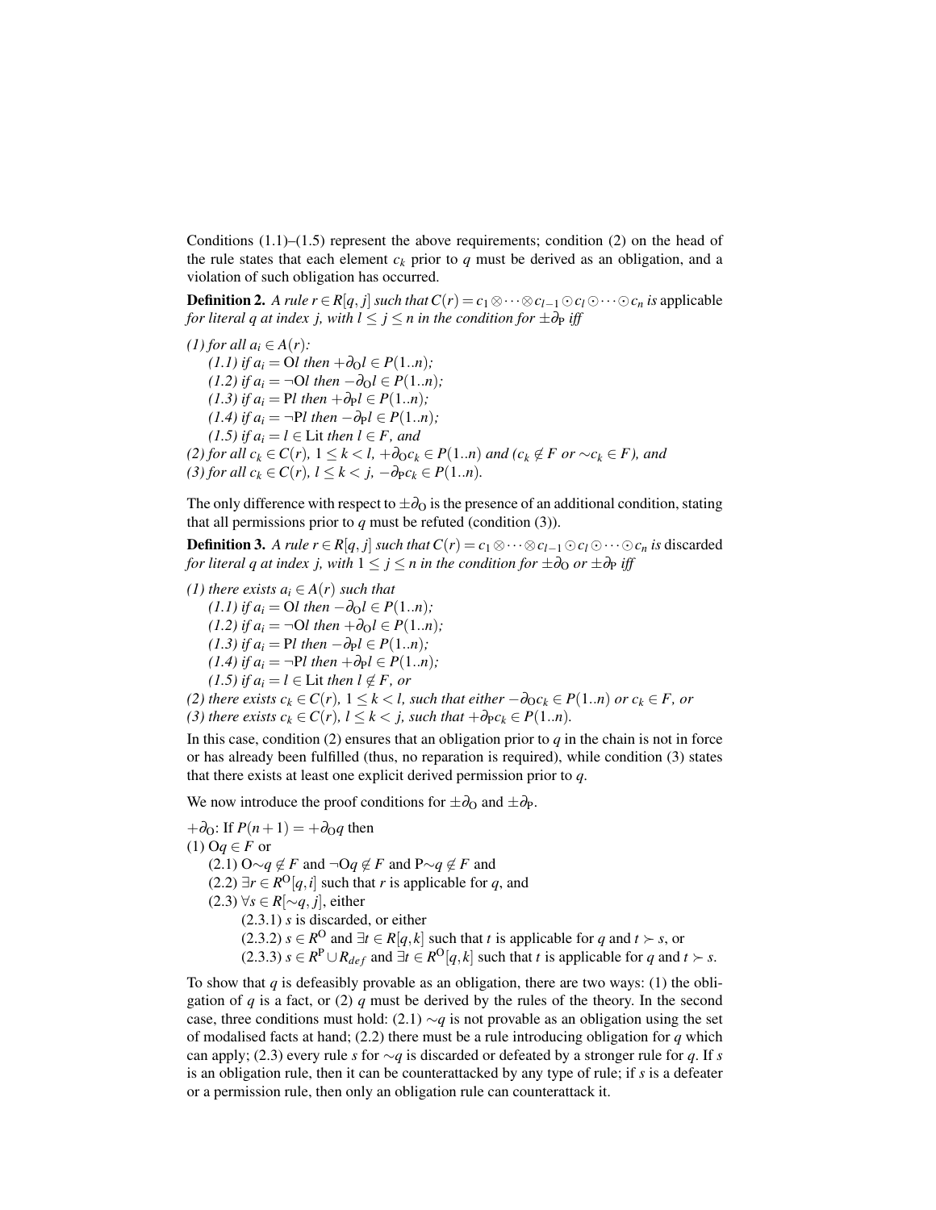Conditions (1.1)–(1.5) represent the above requirements; condition (2) on the head of the rule states that each element $c_k$ prior to $q$ must be derived as an obligation, and a violation of such obligation has occurred.

**Definition 2.** *A rule $r \in R[q, j]$ such that $C(r) = c_1 \otimes \cdots \otimes c_{l-1} \odot c_l \odot \cdots \odot c_n$ is* applicable *for literal $q$ at index $j$, with $l \leq j \leq n$ in the condition for $\pm\partial_{\mathrm{P}}$ iff*

*(1) for all $a_i \in A(r)$:*
  *(1.1) if $a_i = \mathrm{O}l$ then $+\partial_{\mathrm{O}} l \in P(1..n)$;*
  *(1.2) if $a_i = \neg\mathrm{O}l$ then $-\partial_{\mathrm{O}} l \in P(1..n)$;*
  *(1.3) if $a_i = \mathrm{P}l$ then $+\partial_{\mathrm{P}} l \in P(1..n)$;*
  *(1.4) if $a_i = \neg\mathrm{P}l$ then $-\partial_{\mathrm{P}} l \in P(1..n)$;*
  *(1.5) if $a_i = l \in \mathrm{Lit}$ then $l \in F$, and*
*(2) for all $c_k \in C(r)$, $1 \leq k < l$, $+\partial_{\mathrm{O}} c_k \in P(1..n)$ and ($c_k \notin F$ or $\sim c_k \in F$), and*
*(3) for all $c_k \in C(r)$, $l \leq k < j$, $-\partial_{\mathrm{P}} c_k \in P(1..n)$.*

The only difference with respect to $\pm\partial_{\mathrm{O}}$ is the presence of an additional condition, stating that all permissions prior to $q$ must be refuted (condition (3)).

**Definition 3.** *A rule $r \in R[q, j]$ such that $C(r) = c_1 \otimes \cdots \otimes c_{l-1} \odot c_l \odot \cdots \odot c_n$ is* discarded *for literal $q$ at index $j$, with $1 \leq j \leq n$ in the condition for $\pm\partial_{\mathrm{O}}$ or $\pm\partial_{\mathrm{P}}$ iff*

*(1) there exists $a_i \in A(r)$ such that*
  *(1.1) if $a_i = \mathrm{O}l$ then $-\partial_{\mathrm{O}} l \in P(1..n)$;*
  *(1.2) if $a_i = \neg\mathrm{O}l$ then $+\partial_{\mathrm{O}} l \in P(1..n)$;*
  *(1.3) if $a_i = \mathrm{P}l$ then $-\partial_{\mathrm{P}} l \in P(1..n)$;*
  *(1.4) if $a_i = \neg\mathrm{P}l$ then $+\partial_{\mathrm{P}} l \in P(1..n)$;*
  *(1.5) if $a_i = l \in \mathrm{Lit}$ then $l \notin F$, or*
*(2) there exists $c_k \in C(r)$, $1 \leq k < l$, such that either $-\partial_{\mathrm{O}} c_k \in P(1..n)$ or $c_k \in F$, or*
*(3) there exists $c_k \in C(r)$, $l \leq k < j$, such that $+\partial_{\mathrm{P}} c_k \in P(1..n)$.*

In this case, condition (2) ensures that an obligation prior to $q$ in the chain is not in force or has already been fulfilled (thus, no reparation is required), while condition (3) states that there exists at least one explicit derived permission prior to $q$.

We now introduce the proof conditions for $\pm\partial_{\mathrm{O}}$ and $\pm\partial_{\mathrm{P}}$.

$+\partial_{\mathrm{O}}$: If $P(n+1) = +\partial_{\mathrm{O}} q$ then
(1) $\mathrm{O}q \in F$ or
  (2.1) $\mathrm{O}{\sim}q \notin F$ and $\neg\mathrm{O}q \notin F$ and $\mathrm{P}{\sim}q \notin F$ and
  (2.2) $\exists r \in R^{\mathrm{O}}[q, i]$ such that $r$ is applicable for $q$, and
  (2.3) $\forall s \in R[{\sim}q, j]$, either
    (2.3.1) $s$ is discarded, or either
    (2.3.2) $s \in R^{\mathrm{O}}$ and $\exists t \in R[q, k]$ such that $t$ is applicable for $q$ and $t \succ s$, or
    (2.3.3) $s \in R^{\mathrm{P}} \cup R_{def}$ and $\exists t \in R^{\mathrm{O}}[q, k]$ such that $t$ is applicable for $q$ and $t \succ s$.

To show that $q$ is defeasibly provable as an obligation, there are two ways: (1) the obligation of $q$ is a fact, or (2) $q$ must be derived by the rules of the theory. In the second case, three conditions must hold: (2.1) ${\sim}q$ is not provable as an obligation using the set of modalised facts at hand; (2.2) there must be a rule introducing obligation for $q$ which can apply; (2.3) every rule $s$ for ${\sim}q$ is discarded or defeated by a stronger rule for $q$. If $s$ is an obligation rule, then it can be counterattacked by any type of rule; if $s$ is a defeater or a permission rule, then only an obligation rule can counterattack it.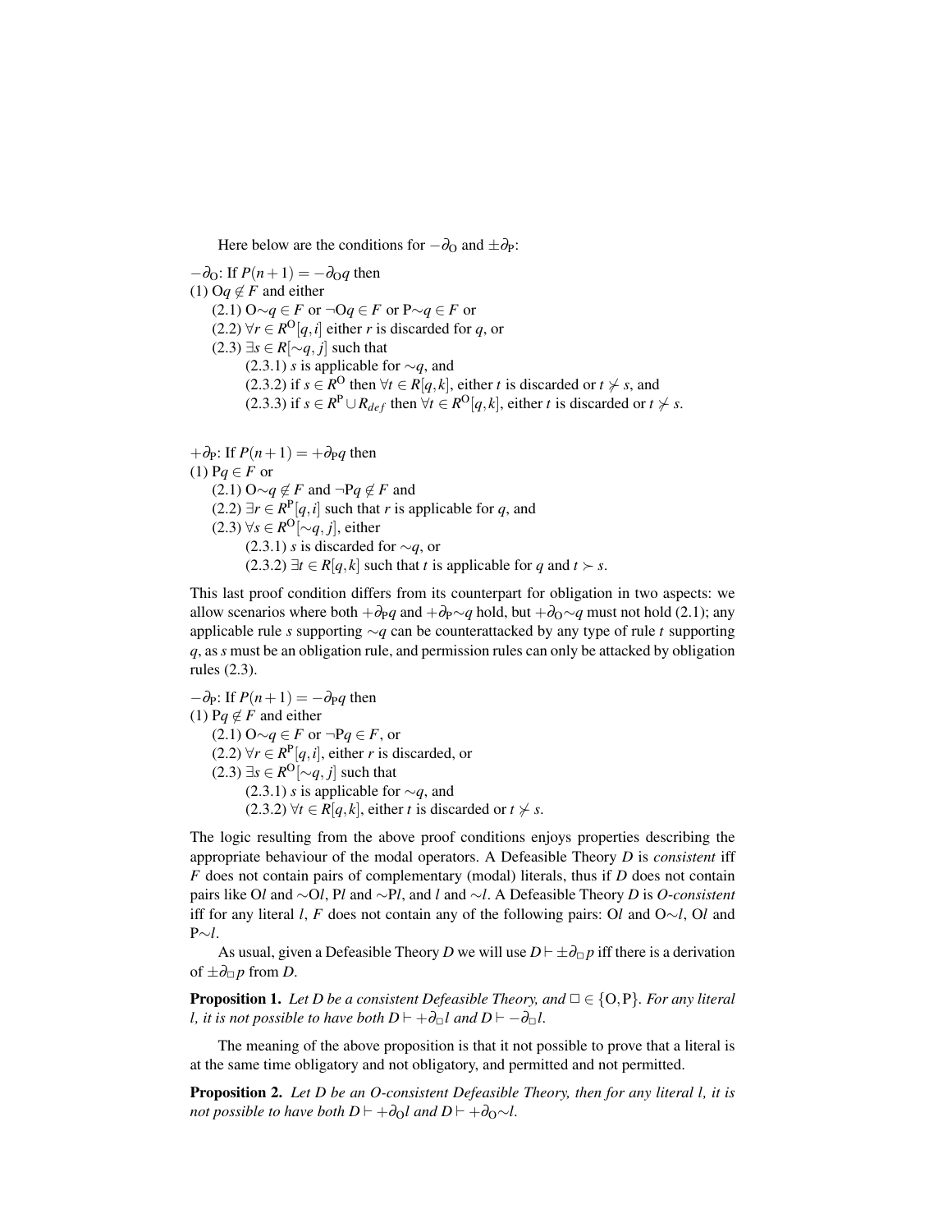Here below are the conditions for $-\partial_{\mathrm{O}}$ and $\pm\partial_{\mathrm{P}}$:

$-\partial_{\mathrm{O}}$: If $P(n+1) = -\partial_{\mathrm{O}} q$ then
(1) $\mathrm{O}q \notin F$ and either
  (2.1) $\mathrm{O}{\sim}q \in F$ or $\neg\mathrm{O}q \in F$ or $\mathrm{P}{\sim}q \in F$ or
  (2.2) $\forall r \in R^{\mathrm{O}}[q,i]$ either $r$ is discarded for $q$, or
  (2.3) $\exists s \in R[{\sim}q, j]$ such that
    (2.3.1) $s$ is applicable for ${\sim}q$, and
    (2.3.2) if $s \in R^{\mathrm{O}}$ then $\forall t \in R[q,k]$, either $t$ is discarded or $t \not\succ s$, and
    (2.3.3) if $s \in R^{\mathrm{P}} \cup R_{def}$ then $\forall t \in R^{\mathrm{O}}[q,k]$, either $t$ is discarded or $t \not\succ s$.

$+\partial_{\mathrm{P}}$: If $P(n+1) = +\partial_{\mathrm{P}} q$ then
(1) $\mathrm{P}q \in F$ or
  (2.1) $\mathrm{O}{\sim}q \notin F$ and $\neg\mathrm{P}q \notin F$ and
  (2.2) $\exists r \in R^{\mathrm{P}}[q,i]$ such that $r$ is applicable for $q$, and
  (2.3) $\forall s \in R^{\mathrm{O}}[{\sim}q, j]$, either
    (2.3.1) $s$ is discarded for ${\sim}q$, or
    (2.3.2) $\exists t \in R[q,k]$ such that $t$ is applicable for $q$ and $t \succ s$.

This last proof condition differs from its counterpart for obligation in two aspects: we allow scenarios where both $+\partial_{\mathrm{P}} q$ and $+\partial_{\mathrm{P}} {\sim}q$ hold, but $+\partial_{\mathrm{O}} {\sim}q$ must not hold (2.1); any applicable rule $s$ supporting ${\sim}q$ can be counterattacked by any type of rule $t$ supporting $q$, as $s$ must be an obligation rule, and permission rules can only be attacked by obligation rules (2.3).

$-\partial_{\mathrm{P}}$: If $P(n+1) = -\partial_{\mathrm{P}} q$ then
(1) $\mathrm{P}q \notin F$ and either
  (2.1) $\mathrm{O}{\sim}q \in F$ or $\neg\mathrm{P}q \in F$, or
  (2.2) $\forall r \in R^{\mathrm{P}}[q,i]$, either $r$ is discarded, or
  (2.3) $\exists s \in R^{\mathrm{O}}[{\sim}q, j]$ such that
    (2.3.1) $s$ is applicable for ${\sim}q$, and
    (2.3.2) $\forall t \in R[q,k]$, either $t$ is discarded or $t \not\succ s$.

The logic resulting from the above proof conditions enjoys properties describing the appropriate behaviour of the modal operators. A Defeasible Theory $D$ is *consistent* iff $F$ does not contain pairs of complementary (modal) literals, thus if $D$ does not contain pairs like $\mathrm{O}l$ and ${\sim}\mathrm{O}l$, $\mathrm{P}l$ and ${\sim}\mathrm{P}l$, and $l$ and ${\sim}l$. A Defeasible Theory $D$ is *O-consistent* iff for any literal $l$, $F$ does not contain any of the following pairs: $\mathrm{O}l$ and $\mathrm{O}{\sim}l$, $\mathrm{O}l$ and $\mathrm{P}{\sim}l$.

As usual, given a Defeasible Theory $D$ we will use $D \vdash \pm\partial_{\Box} p$ iff there is a derivation of $\pm\partial_{\Box} p$ from $D$.

**Proposition 1.** *Let $D$ be a consistent Defeasible Theory, and $\Box \in \{\mathrm{O}, \mathrm{P}\}$. For any literal $l$, it is not possible to have both $D \vdash +\partial_{\Box} l$ and $D \vdash -\partial_{\Box} l$.*

The meaning of the above proposition is that it not possible to prove that a literal is at the same time obligatory and not obligatory, and permitted and not permitted.

**Proposition 2.** *Let $D$ be an O-consistent Defeasible Theory, then for any literal $l$, it is not possible to have both $D \vdash +\partial_{\mathrm{O}} l$ and $D \vdash +\partial_{\mathrm{O}} {\sim}l$.*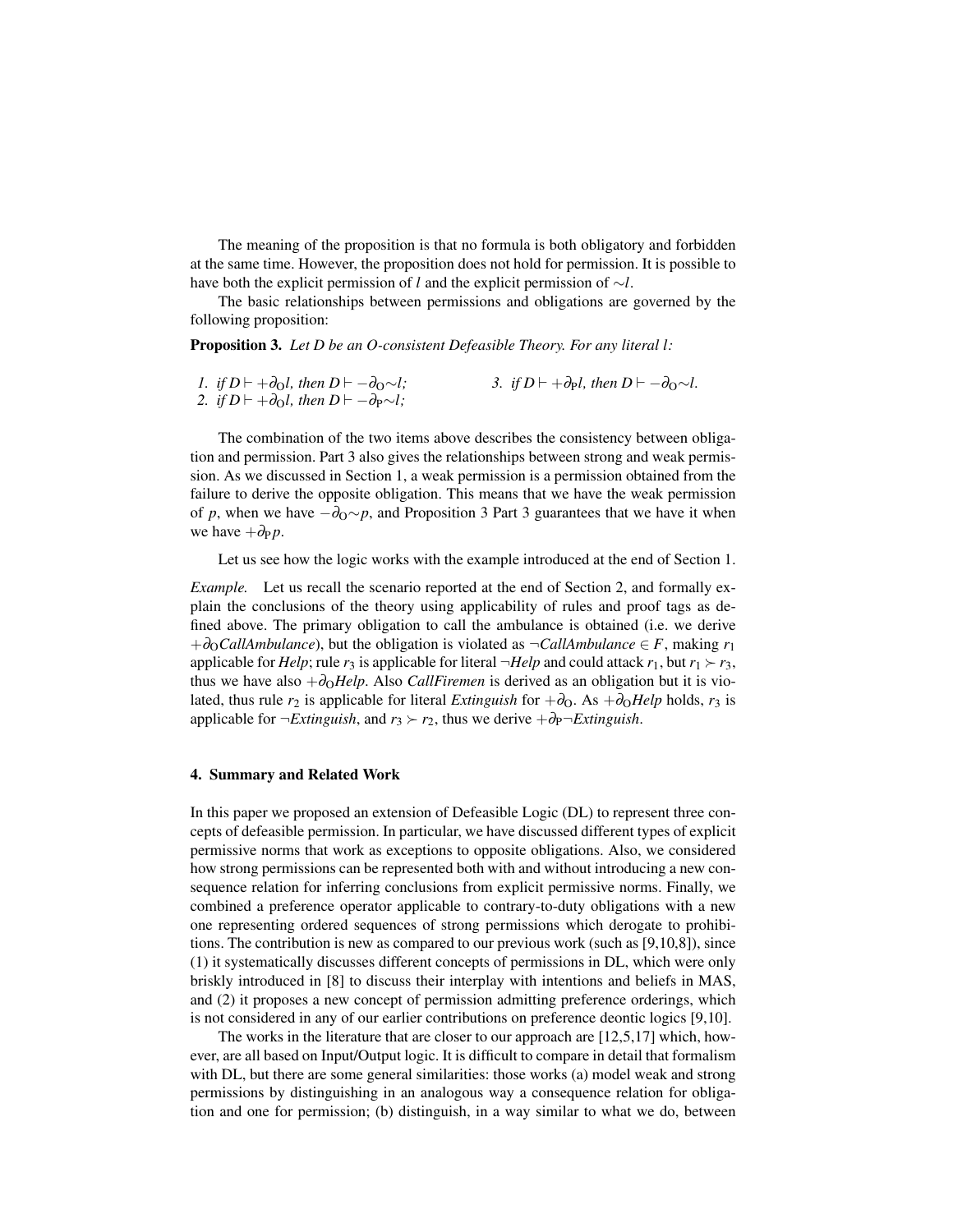The meaning of the proposition is that no formula is both obligatory and forbidden at the same time. However, the proposition does not hold for permission. It is possible to have both the explicit permission of $l$ and the explicit permission of $\sim l$.

The basic relationships between permissions and obligations are governed by the following proposition:

**Proposition 3.** *Let D be an O-consistent Defeasible Theory. For any literal l:*

1. *if* $D \vdash +\partial_{\mathrm{O}} l$*, then* $D \vdash -\partial_{\mathrm{O}} \sim l$*;*
2. *if* $D \vdash +\partial_{\mathrm{O}} l$*, then* $D \vdash -\partial_{\mathrm{P}} \sim l$*;*
3. *if* $D \vdash +\partial_{\mathrm{P}} l$*, then* $D \vdash -\partial_{\mathrm{O}} \sim l$*.*

The combination of the two items above describes the consistency between obligation and permission. Part 3 also gives the relationships between strong and weak permission. As we discussed in Section 1, a weak permission is a permission obtained from the failure to derive the opposite obligation. This means that we have the weak permission of $p$, when we have $-\partial_{\mathrm{O}} \sim p$, and Proposition 3 Part 3 guarantees that we have it when we have $+\partial_{\mathrm{P}} p$.

Let us see how the logic works with the example introduced at the end of Section 1.

*Example.* Let us recall the scenario reported at the end of Section 2, and formally explain the conclusions of the theory using applicability of rules and proof tags as defined above. The primary obligation to call the ambulance is obtained (i.e. we derive $+\partial_{\mathrm{O}} \mathit{CallAmbulance}$), but the obligation is violated as $\neg \mathit{CallAmbulance} \in F$, making $r_1$ applicable for *Help*; rule $r_3$ is applicable for literal $\neg \mathit{Help}$ and could attack $r_1$, but $r_1 \succ r_3$, thus we have also $+\partial_{\mathrm{O}} \mathit{Help}$. Also *CallFiremen* is derived as an obligation but it is violated, thus rule $r_2$ is applicable for literal *Extinguish* for $+\partial_{\mathrm{O}}$. As $+\partial_{\mathrm{O}} \mathit{Help}$ holds, $r_3$ is applicable for $\neg \mathit{Extinguish}$, and $r_3 \succ r_2$, thus we derive $+\partial_{\mathrm{P}} \neg \mathit{Extinguish}$.

### 4. Summary and Related Work

In this paper we proposed an extension of Defeasible Logic (DL) to represent three concepts of defeasible permission. In particular, we have discussed different types of explicit permissive norms that work as exceptions to opposite obligations. Also, we considered how strong permissions can be represented both with and without introducing a new consequence relation for inferring conclusions from explicit permissive norms. Finally, we combined a preference operator applicable to contrary-to-duty obligations with a new one representing ordered sequences of strong permissions which derogate to prohibitions. The contribution is new as compared to our previous work (such as [9,10,8]), since (1) it systematically discusses different concepts of permissions in DL, which were only briskly introduced in [8] to discuss their interplay with intentions and beliefs in MAS, and (2) it proposes a new concept of permission admitting preference orderings, which is not considered in any of our earlier contributions on preference deontic logics [9,10].

The works in the literature that are closer to our approach are [12,5,17] which, however, are all based on Input/Output logic. It is difficult to compare in detail that formalism with DL, but there are some general similarities: those works (a) model weak and strong permissions by distinguishing in an analogous way a consequence relation for obligation and one for permission; (b) distinguish, in a way similar to what we do, between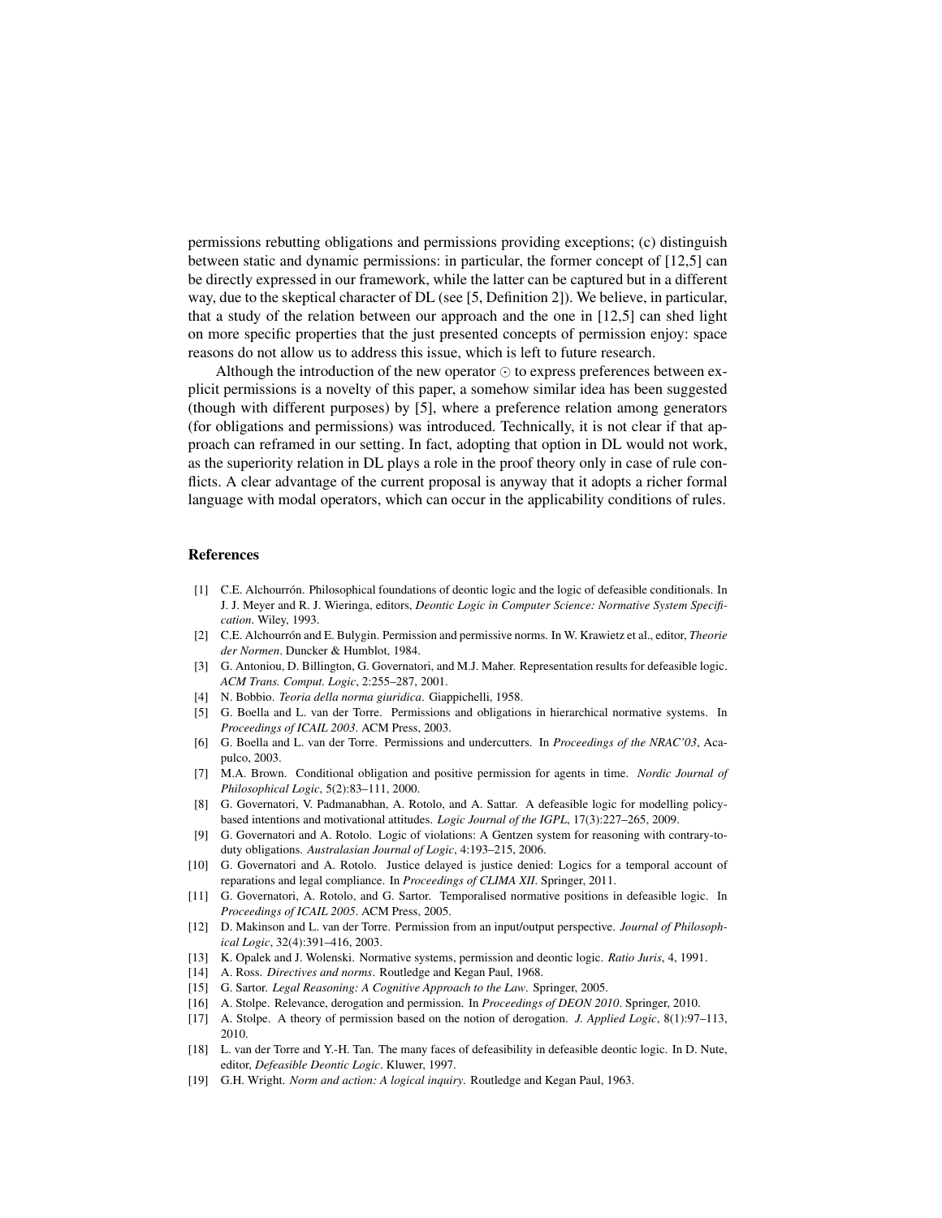permissions rebutting obligations and permissions providing exceptions; (c) distinguish between static and dynamic permissions: in particular, the former concept of [12,5] can be directly expressed in our framework, while the latter can be captured but in a different way, due to the skeptical character of DL (see [5, Definition 2]). We believe, in particular, that a study of the relation between our approach and the one in [12,5] can shed light on more specific properties that the just presented concepts of permission enjoy: space reasons do not allow us to address this issue, which is left to future research.

Although the introduction of the new operator $\odot$ to express preferences between explicit permissions is a novelty of this paper, a somehow similar idea has been suggested (though with different purposes) by [5], where a preference relation among generators (for obligations and permissions) was introduced. Technically, it is not clear if that approach can reframed in our setting. In fact, adopting that option in DL would not work, as the superiority relation in DL plays a role in the proof theory only in case of rule conflicts. A clear advantage of the current proposal is anyway that it adopts a richer formal language with modal operators, which can occur in the applicability conditions of rules.

## References

[1] C.E. Alchourrón. Philosophical foundations of deontic logic and the logic of defeasible conditionals. In J. J. Meyer and R. J. Wieringa, editors, *Deontic Logic in Computer Science: Normative System Specification*. Wiley, 1993.

[2] C.E. Alchourrón and E. Bulygin. Permission and permissive norms. In W. Krawietz et al., editor, *Theorie der Normen*. Duncker & Humblot, 1984.

[3] G. Antoniou, D. Billington, G. Governatori, and M.J. Maher. Representation results for defeasible logic. *ACM Trans. Comput. Logic*, 2:255–287, 2001.

[4] N. Bobbio. *Teoria della norma giuridica*. Giappichelli, 1958.

[5] G. Boella and L. van der Torre. Permissions and obligations in hierarchical normative systems. In *Proceedings of ICAIL 2003*. ACM Press, 2003.

[6] G. Boella and L. van der Torre. Permissions and undercutters. In *Proceedings of the NRAC'03*, Acapulco, 2003.

[7] M.A. Brown. Conditional obligation and positive permission for agents in time. *Nordic Journal of Philosophical Logic*, 5(2):83–111, 2000.

[8] G. Governatori, V. Padmanabhan, A. Rotolo, and A. Sattar. A defeasible logic for modelling policy-based intentions and motivational attitudes. *Logic Journal of the IGPL*, 17(3):227–265, 2009.

[9] G. Governatori and A. Rotolo. Logic of violations: A Gentzen system for reasoning with contrary-to-duty obligations. *Australasian Journal of Logic*, 4:193–215, 2006.

[10] G. Governatori and A. Rotolo. Justice delayed is justice denied: Logics for a temporal account of reparations and legal compliance. In *Proceedings of CLIMA XII*. Springer, 2011.

[11] G. Governatori, A. Rotolo, and G. Sartor. Temporalised normative positions in defeasible logic. In *Proceedings of ICAIL 2005*. ACM Press, 2005.

[12] D. Makinson and L. van der Torre. Permission from an input/output perspective. *Journal of Philosophical Logic*, 32(4):391–416, 2003.

[13] K. Opalek and J. Wolenski. Normative systems, permission and deontic logic. *Ratio Juris*, 4, 1991.

[14] A. Ross. *Directives and norms*. Routledge and Kegan Paul, 1968.

[15] G. Sartor. *Legal Reasoning: A Cognitive Approach to the Law*. Springer, 2005.

[16] A. Stolpe. Relevance, derogation and permission. In *Proceedings of DEON 2010*. Springer, 2010.

[17] A. Stolpe. A theory of permission based on the notion of derogation. *J. Applied Logic*, 8(1):97–113, 2010.

[18] L. van der Torre and Y.-H. Tan. The many faces of defeasibility in defeasible deontic logic. In D. Nute, editor, *Defeasible Deontic Logic*. Kluwer, 1997.

[19] G.H. Wright. *Norm and action: A logical inquiry*. Routledge and Kegan Paul, 1963.